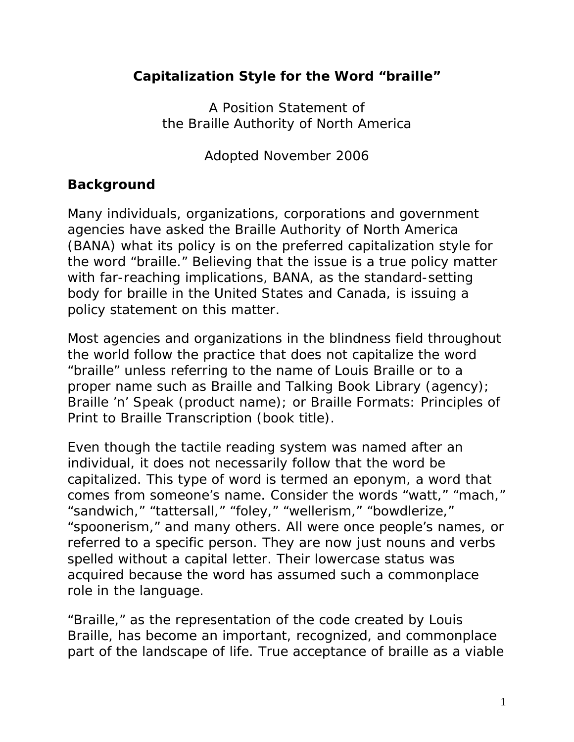# Capitalization Style for the Word "braille"

A Position Statement of
the Braille Authority of North America

Adopted November 2006

## Background

Many individuals, organizations, corporations and government agencies have asked the Braille Authority of North America (BANA) what its policy is on the preferred capitalization style for the word "braille." Believing that the issue is a true policy matter with far-reaching implications, BANA, as the standard-setting body for braille in the United States and Canada, is issuing a policy statement on this matter.

Most agencies and organizations in the blindness field throughout the world follow the practice that does not capitalize the word "braille" unless referring to the name of Louis Braille or to a proper name such as Braille and Talking Book Library (agency); Braille 'n' Speak (product name); or Braille Formats: Principles of Print to Braille Transcription (book title).

Even though the tactile reading system was named after an individual, it does not necessarily follow that the word be capitalized. This type of word is termed an eponym, a word that comes from someone's name. Consider the words "watt," "mach," "sandwich," "tattersall," "foley," "wellerism," "bowdlerize," "spoonerism," and many others. All were once people's names, or referred to a specific person. They are now just nouns and verbs spelled without a capital letter. Their lowercase status was acquired because the word has assumed such a commonplace role in the language.

"Braille," as the representation of the code created by Louis Braille, has become an important, recognized, and commonplace part of the landscape of life. True acceptance of braille as a viable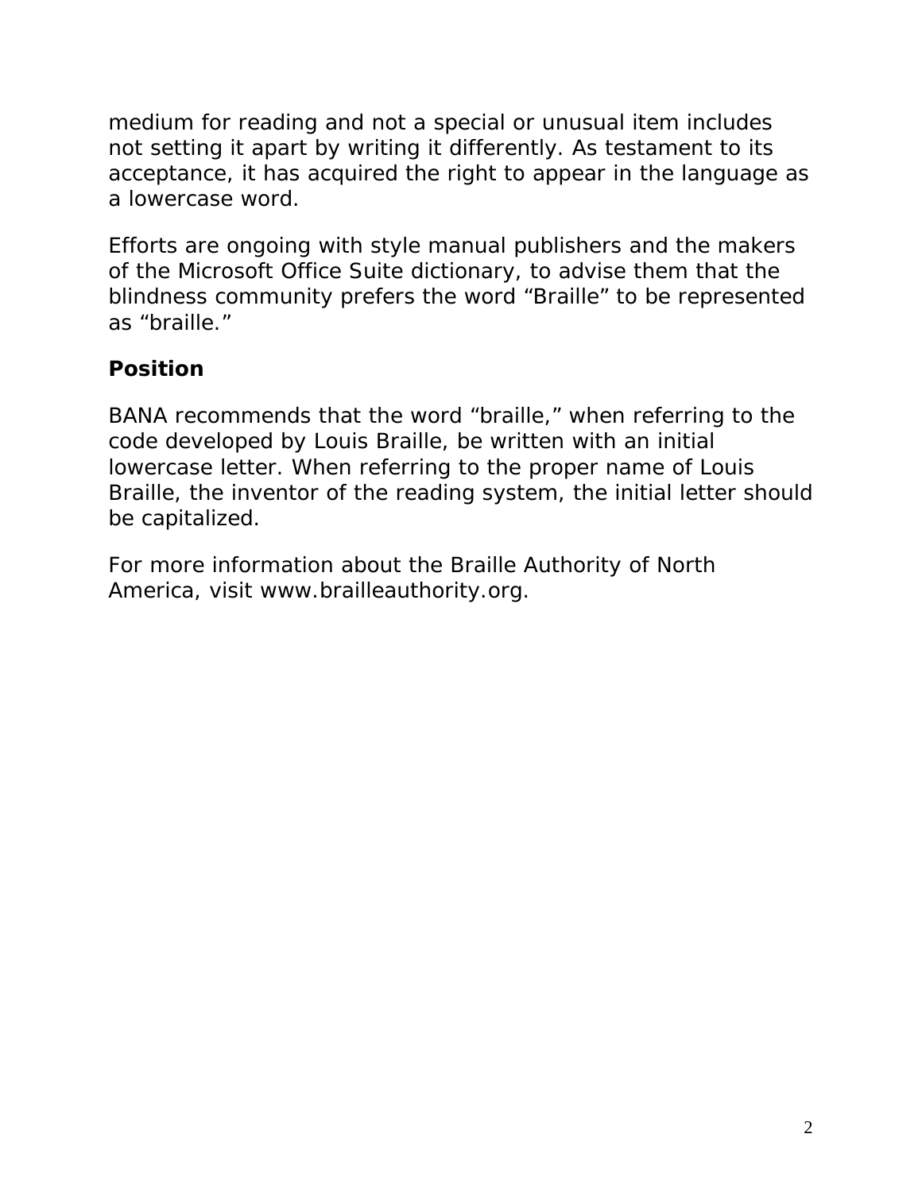medium for reading and not a special or unusual item includes not setting it apart by writing it differently. As testament to its acceptance, it has acquired the right to appear in the language as a lowercase word.

Efforts are ongoing with style manual publishers and the makers of the Microsoft Office Suite dictionary, to advise them that the blindness community prefers the word “Braille” to be represented as “braille.”

## Position

BANA recommends that the word “braille,” when referring to the code developed by Louis Braille, be written with an initial lowercase letter. When referring to the proper name of Louis Braille, the inventor of the reading system, the initial letter should be capitalized.

For more information about the Braille Authority of North America, visit www.brailleauthority.org.